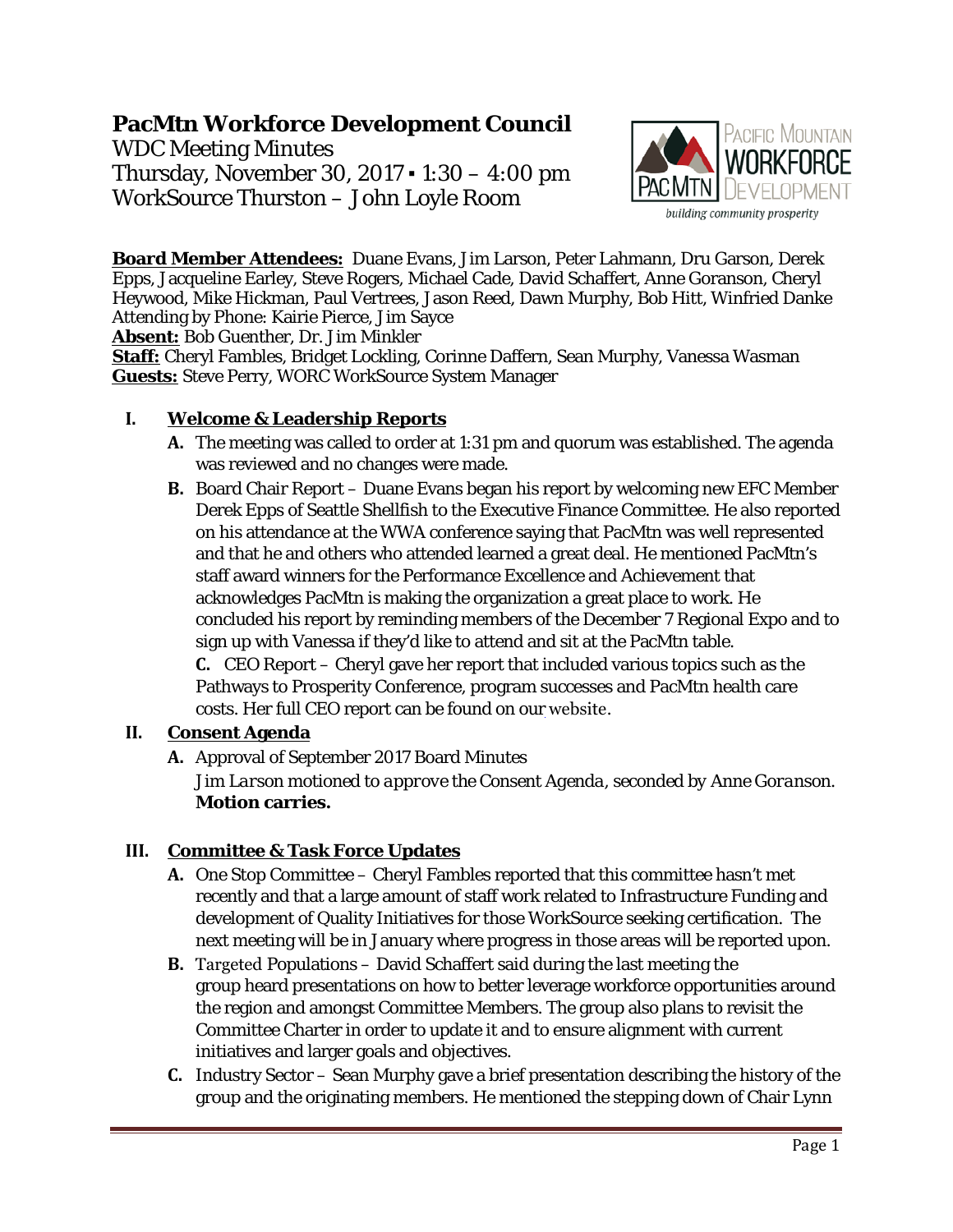# PacMtn Workforce Development Council

WDC Meeting Minutes
Thursday, November 30, 2017 ▪ 1:30 – 4:00 pm
WorkSource Thurston – John Loyle Room

**Board Member Attendees:** Duane Evans, Jim Larson, Peter Lahmann, Dru Garson, Derek Epps, Jacqueline Earley, Steve Rogers, Michael Cade, David Schaffert, Anne Goranson, Cheryl Heywood, Mike Hickman, Paul Vertrees, Jason Reed, Dawn Murphy, Bob Hitt, Winfried Danke
Attending by Phone: Kairie Pierce, Jim Sayce
**Absent:** Bob Guenther, Dr. Jim Minkler
**Staff:** Cheryl Fambles, Bridget Lockling, Corinne Daffern, Sean Murphy, Vanessa Wasman
**Guests:** Steve Perry, WORC WorkSource System Manager

## I. Welcome & Leadership Reports

**A.** The meeting was called to order at 1:31 pm and quorum was established. The agenda was reviewed and no changes were made.

**B.** Board Chair Report – Duane Evans began his report by welcoming new EFC Member Derek Epps of Seattle Shellfish to the Executive Finance Committee. He also reported on his attendance at the WWA conference saying that PacMtn was well represented and that he and others who attended learned a great deal. He mentioned PacMtn's staff award winners for the Performance Excellence and Achievement that acknowledges PacMtn is making the organization a great place to work. He concluded his report by reminding members of the December 7 Regional Expo and to sign up with Vanessa if they'd like to attend and sit at the PacMtn table.

**C.** CEO Report – Cheryl gave her report that included various topics such as the Pathways to Prosperity Conference, program successes and PacMtn health care costs. Her full CEO report can be found on our website.

## II. Consent Agenda

**A.** Approval of September 2017 Board Minutes

*Jim Larson motioned to approve the Consent Agenda, seconded by Anne Goranson.* **Motion carries.**

## III. Committee & Task Force Updates

**A.** One Stop Committee – Cheryl Fambles reported that this committee hasn't met recently and that a large amount of staff work related to Infrastructure Funding and development of Quality Initiatives for those WorkSource seeking certification. The next meeting will be in January where progress in those areas will be reported upon.

**B.** Targeted Populations – David Schaffert said during the last meeting the group heard presentations on how to better leverage workforce opportunities around the region and amongst Committee Members. The group also plans to revisit the Committee Charter in order to update it and to ensure alignment with current initiatives and larger goals and objectives.

**C.** Industry Sector – Sean Murphy gave a brief presentation describing the history of the group and the originating members. He mentioned the stepping down of Chair Lynn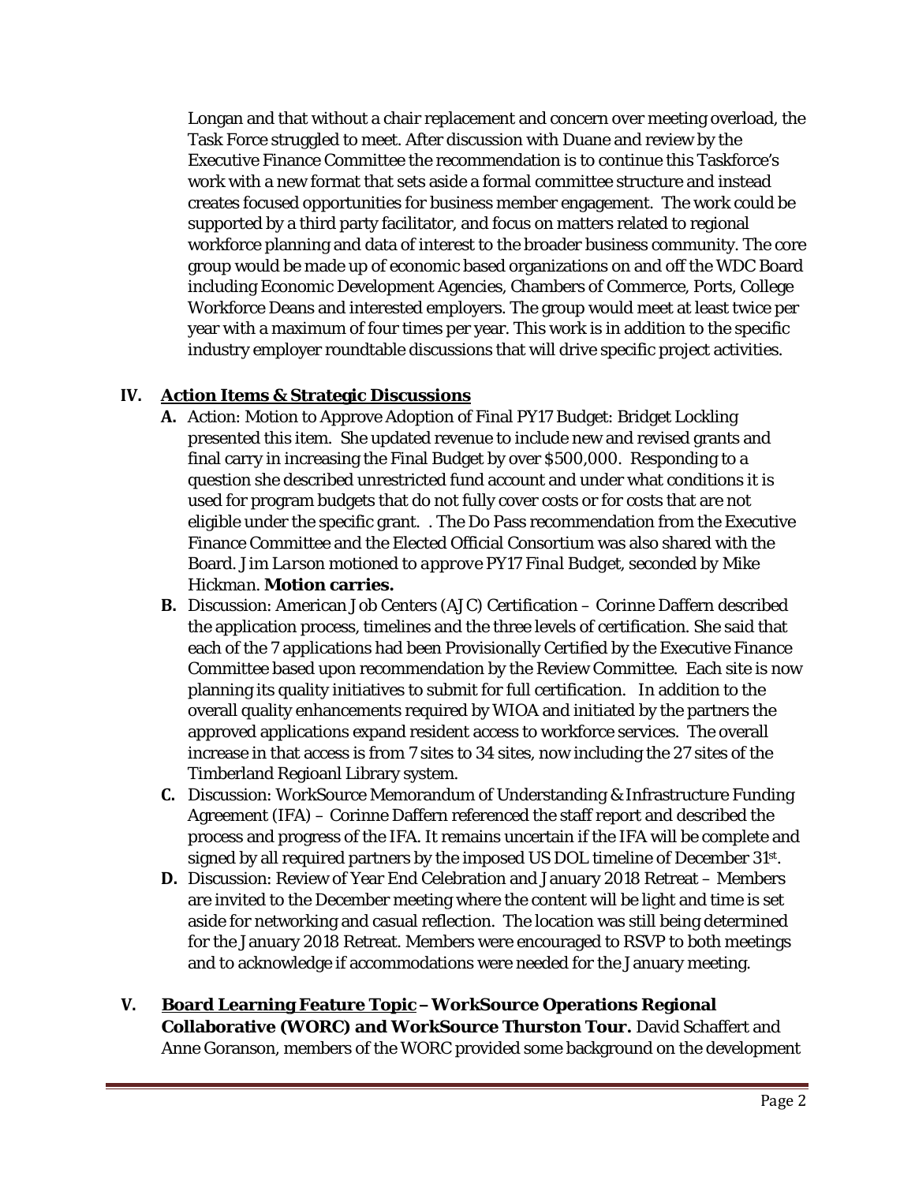Longan and that without a chair replacement and concern over meeting overload, the Task Force struggled to meet. After discussion with Duane and review by the Executive Finance Committee the recommendation is to continue this Taskforce's work with a new format that sets aside a formal committee structure and instead creates focused opportunities for business member engagement. The work could be supported by a third party facilitator, and focus on matters related to regional workforce planning and data of interest to the broader business community. The core group would be made up of economic based organizations on and off the WDC Board including Economic Development Agencies, Chambers of Commerce, Ports, College Workforce Deans and interested employers. The group would meet at least twice per year with a maximum of four times per year. This work is in addition to the specific industry employer roundtable discussions that will drive specific project activities.

## IV. Action Items & Strategic Discussions

**A.** Action: Motion to Approve Adoption of Final PY17 Budget: Bridget Lockling presented this item. She updated revenue to include new and revised grants and final carry in increasing the Final Budget by over $500,000. Responding to a question she described unrestricted fund account and under what conditions it is used for program budgets that do not fully cover costs or for costs that are not eligible under the specific grant. . The Do Pass recommendation from the Executive Finance Committee and the Elected Official Consortium was also shared with the Board. *Jim Larson motioned to approve PY17 Final Budget, seconded by Mike Hickman.* **Motion carries.**

**B.** Discussion: American Job Centers (AJC) Certification – Corinne Daffern described the application process, timelines and the three levels of certification. She said that each of the 7 applications had been Provisionally Certified by the Executive Finance Committee based upon recommendation by the Review Committee. Each site is now planning its quality initiatives to submit for full certification. In addition to the overall quality enhancements required by WIOA and initiated by the partners the approved applications expand resident access to workforce services. The overall increase in that access is from 7 sites to 34 sites, now including the 27 sites of the Timberland Regioanl Library system.

**C.** Discussion: WorkSource Memorandum of Understanding & Infrastructure Funding Agreement (IFA) – Corinne Daffern referenced the staff report and described the process and progress of the IFA. It remains uncertain if the IFA will be complete and signed by all required partners by the imposed US DOL timeline of December 31st.

**D.** Discussion: Review of Year End Celebration and January 2018 Retreat – Members are invited to the December meeting where the content will be light and time is set aside for networking and casual reflection. The location was still being determined for the January 2018 Retreat. Members were encouraged to RSVP to both meetings and to acknowledge if accommodations were needed for the January meeting.

## V. Board Learning Feature Topic – WorkSource Operations Regional Collaborative (WORC) and WorkSource Thurston Tour.

David Schaffert and Anne Goranson, members of the WORC provided some background on the development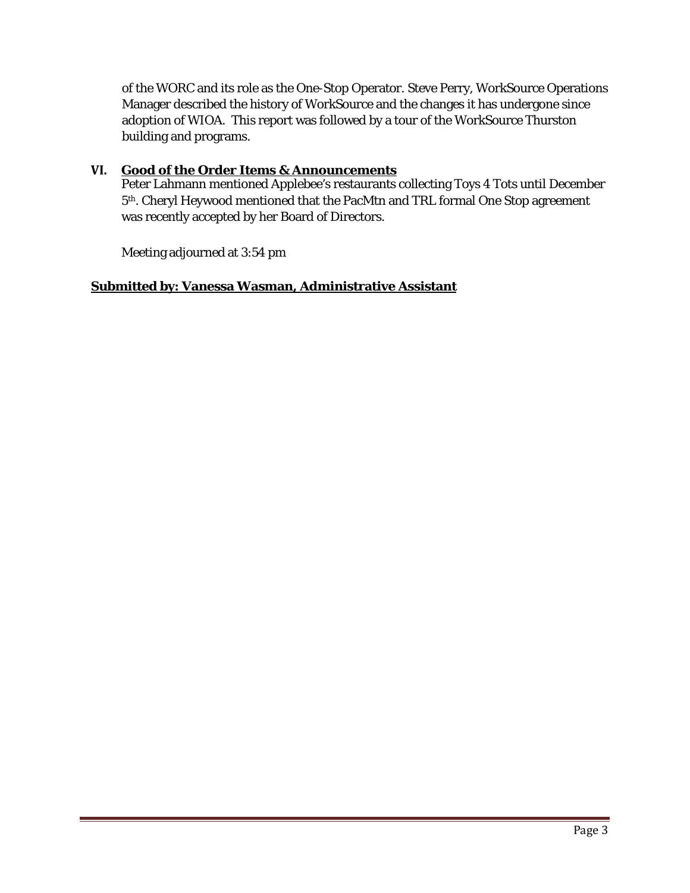of the WORC and its role as the One-Stop Operator. Steve Perry, WorkSource Operations Manager described the history of WorkSource and the changes it has undergone since adoption of WIOA. This report was followed by a tour of the WorkSource Thurston building and programs.

## VI. Good of the Order Items & Announcements

Peter Lahmann mentioned Applebee's restaurants collecting Toys 4 Tots until December 5th. Cheryl Heywood mentioned that the PacMtn and TRL formal One Stop agreement was recently accepted by her Board of Directors.

Meeting adjourned at 3:54 pm

**Submitted by: Vanessa Wasman, Administrative Assistant**